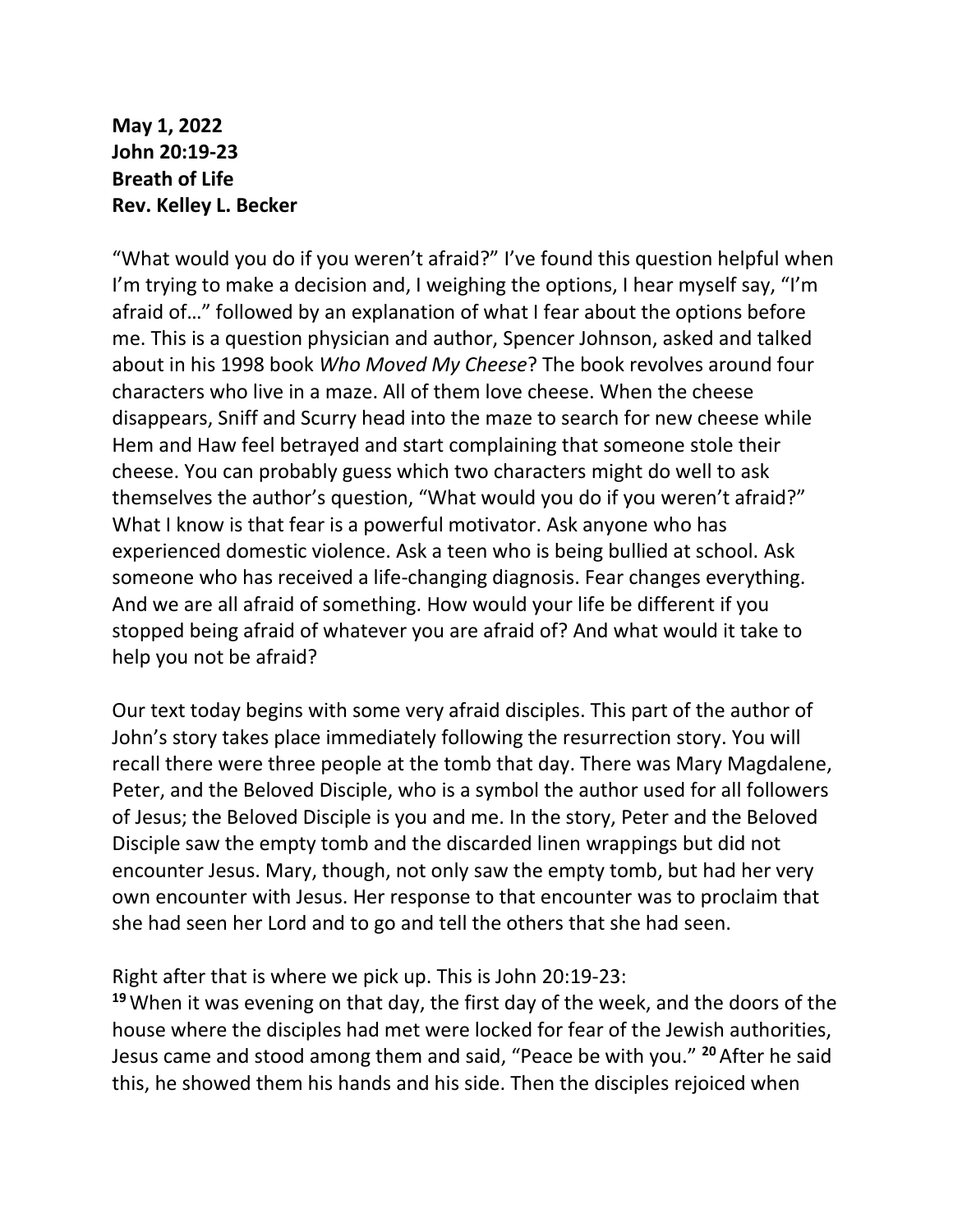**May 1, 2022**
**John 20:19-23**
**Breath of Life**
**Rev. Kelley L. Becker**

"What would you do if you weren't afraid?" I've found this question helpful when I'm trying to make a decision and, I weighing the options, I hear myself say, "I'm afraid of…" followed by an explanation of what I fear about the options before me. This is a question physician and author, Spencer Johnson, asked and talked about in his 1998 book *Who Moved My Cheese*? The book revolves around four characters who live in a maze. All of them love cheese. When the cheese disappears, Sniff and Scurry head into the maze to search for new cheese while Hem and Haw feel betrayed and start complaining that someone stole their cheese. You can probably guess which two characters might do well to ask themselves the author's question, "What would you do if you weren't afraid?" What I know is that fear is a powerful motivator. Ask anyone who has experienced domestic violence. Ask a teen who is being bullied at school. Ask someone who has received a life-changing diagnosis. Fear changes everything. And we are all afraid of something. How would your life be different if you stopped being afraid of whatever you are afraid of? And what would it take to help you not be afraid?

Our text today begins with some very afraid disciples. This part of the author of John's story takes place immediately following the resurrection story. You will recall there were three people at the tomb that day. There was Mary Magdalene, Peter, and the Beloved Disciple, who is a symbol the author used for all followers of Jesus; the Beloved Disciple is you and me. In the story, Peter and the Beloved Disciple saw the empty tomb and the discarded linen wrappings but did not encounter Jesus. Mary, though, not only saw the empty tomb, but had her very own encounter with Jesus. Her response to that encounter was to proclaim that she had seen her Lord and to go and tell the others that she had seen.

Right after that is where we pick up. This is John 20:19-23:
**19** When it was evening on that day, the first day of the week, and the doors of the house where the disciples had met were locked for fear of the Jewish authorities, Jesus came and stood among them and said, "Peace be with you." **20** After he said this, he showed them his hands and his side. Then the disciples rejoiced when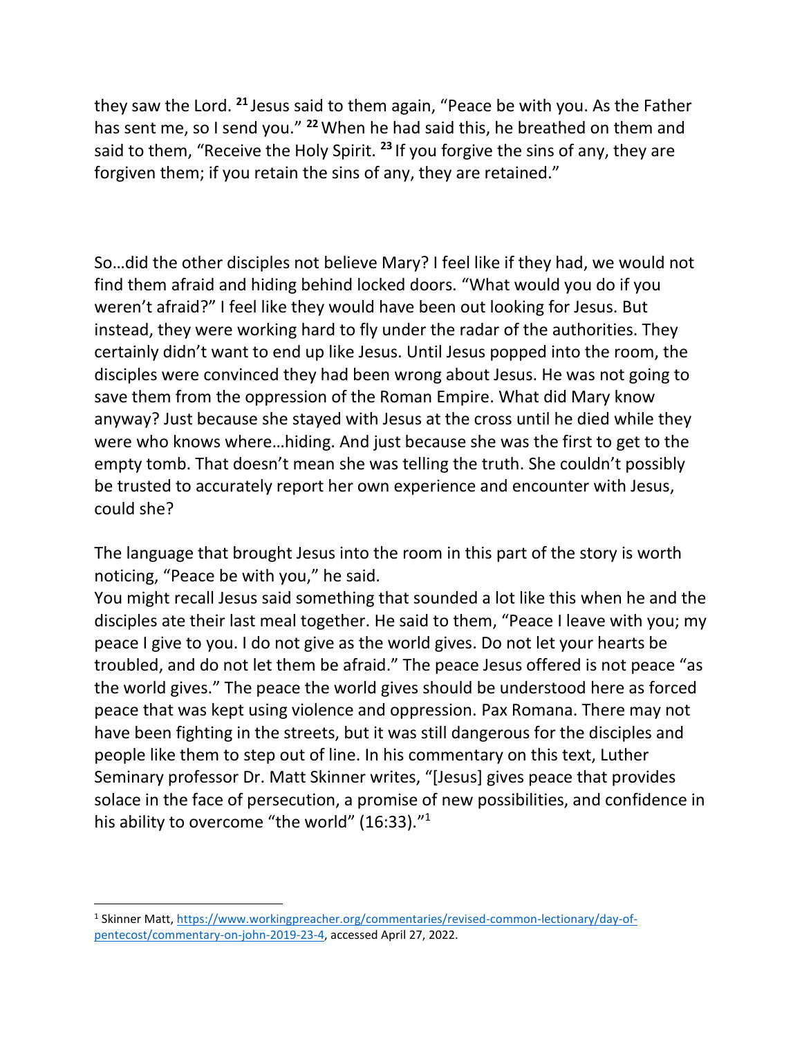they saw the Lord. [21] Jesus said to them again, "Peace be with you. As the Father has sent me, so I send you." [22] When he had said this, he breathed on them and said to them, "Receive the Holy Spirit. [23] If you forgive the sins of any, they are forgiven them; if you retain the sins of any, they are retained."

So…did the other disciples not believe Mary? I feel like if they had, we would not find them afraid and hiding behind locked doors. "What would you do if you weren't afraid?" I feel like they would have been out looking for Jesus. But instead, they were working hard to fly under the radar of the authorities. They certainly didn't want to end up like Jesus. Until Jesus popped into the room, the disciples were convinced they had been wrong about Jesus. He was not going to save them from the oppression of the Roman Empire. What did Mary know anyway? Just because she stayed with Jesus at the cross until he died while they were who knows where…hiding. And just because she was the first to get to the empty tomb. That doesn't mean she was telling the truth. She couldn't possibly be trusted to accurately report her own experience and encounter with Jesus, could she?

The language that brought Jesus into the room in this part of the story is worth noticing, "Peace be with you," he said.

You might recall Jesus said something that sounded a lot like this when he and the disciples ate their last meal together. He said to them, "Peace I leave with you; my peace I give to you. I do not give as the world gives. Do not let your hearts be troubled, and do not let them be afraid." The peace Jesus offered is not peace "as the world gives." The peace the world gives should be understood here as forced peace that was kept using violence and oppression. Pax Romana. There may not have been fighting in the streets, but it was still dangerous for the disciples and people like them to step out of line. In his commentary on this text, Luther Seminary professor Dr. Matt Skinner writes, "[Jesus] gives peace that provides solace in the face of persecution, a promise of new possibilities, and confidence in his ability to overcome "the world" (16:33)."[1]

---

[1] Skinner Matt, https://www.workingpreacher.org/commentaries/revised-common-lectionary/day-of-pentecost/commentary-on-john-2019-23-4, accessed April 27, 2022.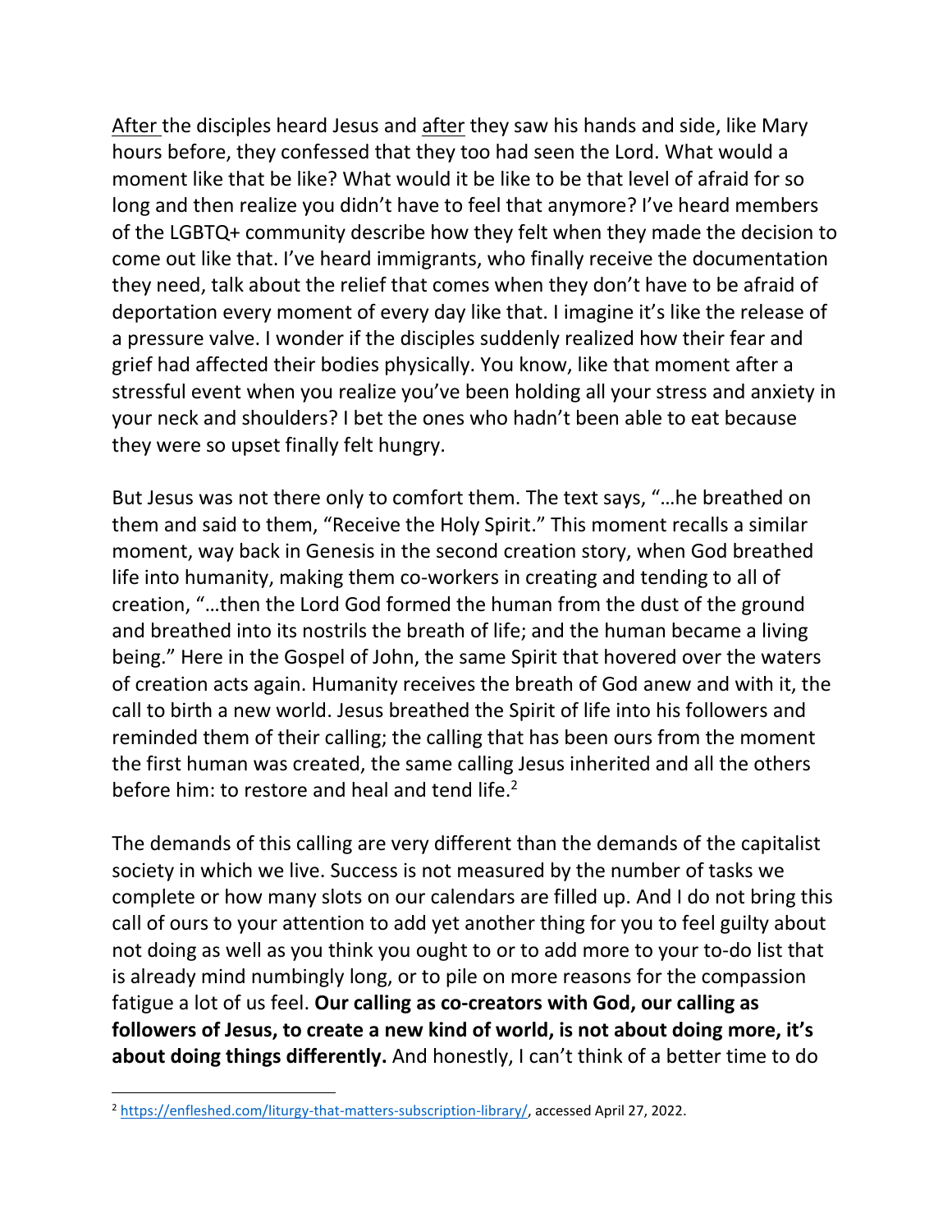<u>After</u> the disciples heard Jesus and <u>after</u> they saw his hands and side, like Mary hours before, they confessed that they too had seen the Lord. What would a moment like that be like? What would it be like to be that level of afraid for so long and then realize you didn't have to feel that anymore? I've heard members of the LGBTQ+ community describe how they felt when they made the decision to come out like that. I've heard immigrants, who finally receive the documentation they need, talk about the relief that comes when they don't have to be afraid of deportation every moment of every day like that. I imagine it's like the release of a pressure valve. I wonder if the disciples suddenly realized how their fear and grief had affected their bodies physically. You know, like that moment after a stressful event when you realize you've been holding all your stress and anxiety in your neck and shoulders? I bet the ones who hadn't been able to eat because they were so upset finally felt hungry.

But Jesus was not there only to comfort them. The text says, "…he breathed on them and said to them, "Receive the Holy Spirit." This moment recalls a similar moment, way back in Genesis in the second creation story, when God breathed life into humanity, making them co-workers in creating and tending to all of creation, "…then the Lord God formed the human from the dust of the ground and breathed into its nostrils the breath of life; and the human became a living being." Here in the Gospel of John, the same Spirit that hovered over the waters of creation acts again. Humanity receives the breath of God anew and with it, the call to birth a new world. Jesus breathed the Spirit of life into his followers and reminded them of their calling; the calling that has been ours from the moment the first human was created, the same calling Jesus inherited and all the others before him: to restore and heal and tend life.[2]

The demands of this calling are very different than the demands of the capitalist society in which we live. Success is not measured by the number of tasks we complete or how many slots on our calendars are filled up. And I do not bring this call of ours to your attention to add yet another thing for you to feel guilty about not doing as well as you think you ought to or to add more to your to-do list that is already mind numbingly long, or to pile on more reasons for the compassion fatigue a lot of us feel. **Our calling as co-creators with God, our calling as followers of Jesus, to create a new kind of world, is not about doing more, it's about doing things differently.** And honestly, I can't think of a better time to do

---

[2] https://enfleshed.com/liturgy-that-matters-subscription-library/, accessed April 27, 2022.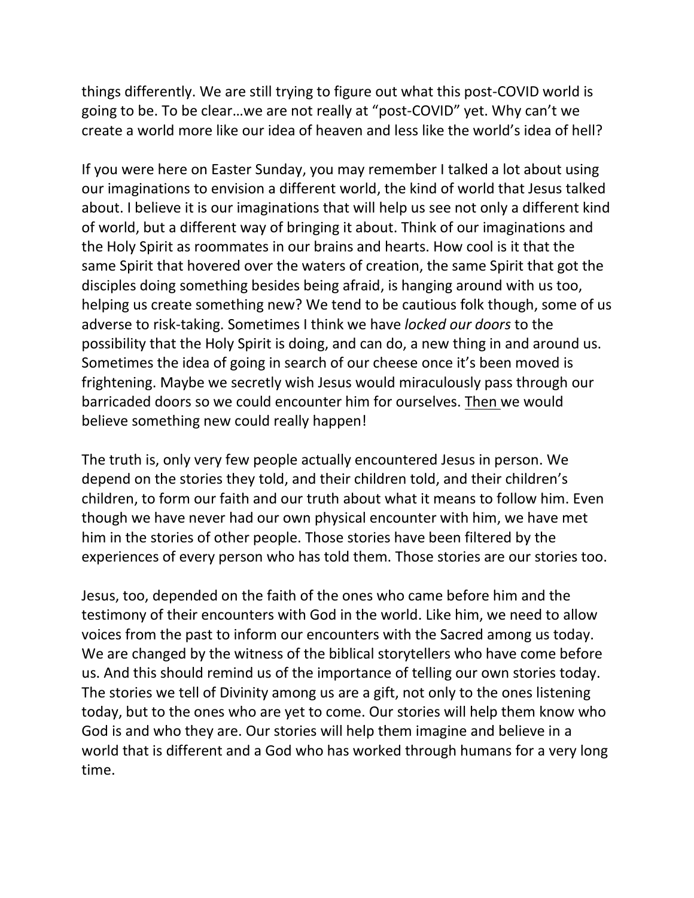things differently. We are still trying to figure out what this post-COVID world is going to be. To be clear…we are not really at "post-COVID" yet. Why can't we create a world more like our idea of heaven and less like the world's idea of hell?

If you were here on Easter Sunday, you may remember I talked a lot about using our imaginations to envision a different world, the kind of world that Jesus talked about. I believe it is our imaginations that will help us see not only a different kind of world, but a different way of bringing it about. Think of our imaginations and the Holy Spirit as roommates in our brains and hearts. How cool is it that the same Spirit that hovered over the waters of creation, the same Spirit that got the disciples doing something besides being afraid, is hanging around with us too, helping us create something new? We tend to be cautious folk though, some of us adverse to risk-taking. Sometimes I think we have *locked our doors* to the possibility that the Holy Spirit is doing, and can do, a new thing in and around us. Sometimes the idea of going in search of our cheese once it's been moved is frightening. Maybe we secretly wish Jesus would miraculously pass through our barricaded doors so we could encounter him for ourselves. <u>Then</u> we would believe something new could really happen!

The truth is, only very few people actually encountered Jesus in person. We depend on the stories they told, and their children told, and their children's children, to form our faith and our truth about what it means to follow him. Even though we have never had our own physical encounter with him, we have met him in the stories of other people. Those stories have been filtered by the experiences of every person who has told them. Those stories are our stories too.

Jesus, too, depended on the faith of the ones who came before him and the testimony of their encounters with God in the world. Like him, we need to allow voices from the past to inform our encounters with the Sacred among us today. We are changed by the witness of the biblical storytellers who have come before us. And this should remind us of the importance of telling our own stories today. The stories we tell of Divinity among us are a gift, not only to the ones listening today, but to the ones who are yet to come. Our stories will help them know who God is and who they are. Our stories will help them imagine and believe in a world that is different and a God who has worked through humans for a very long time.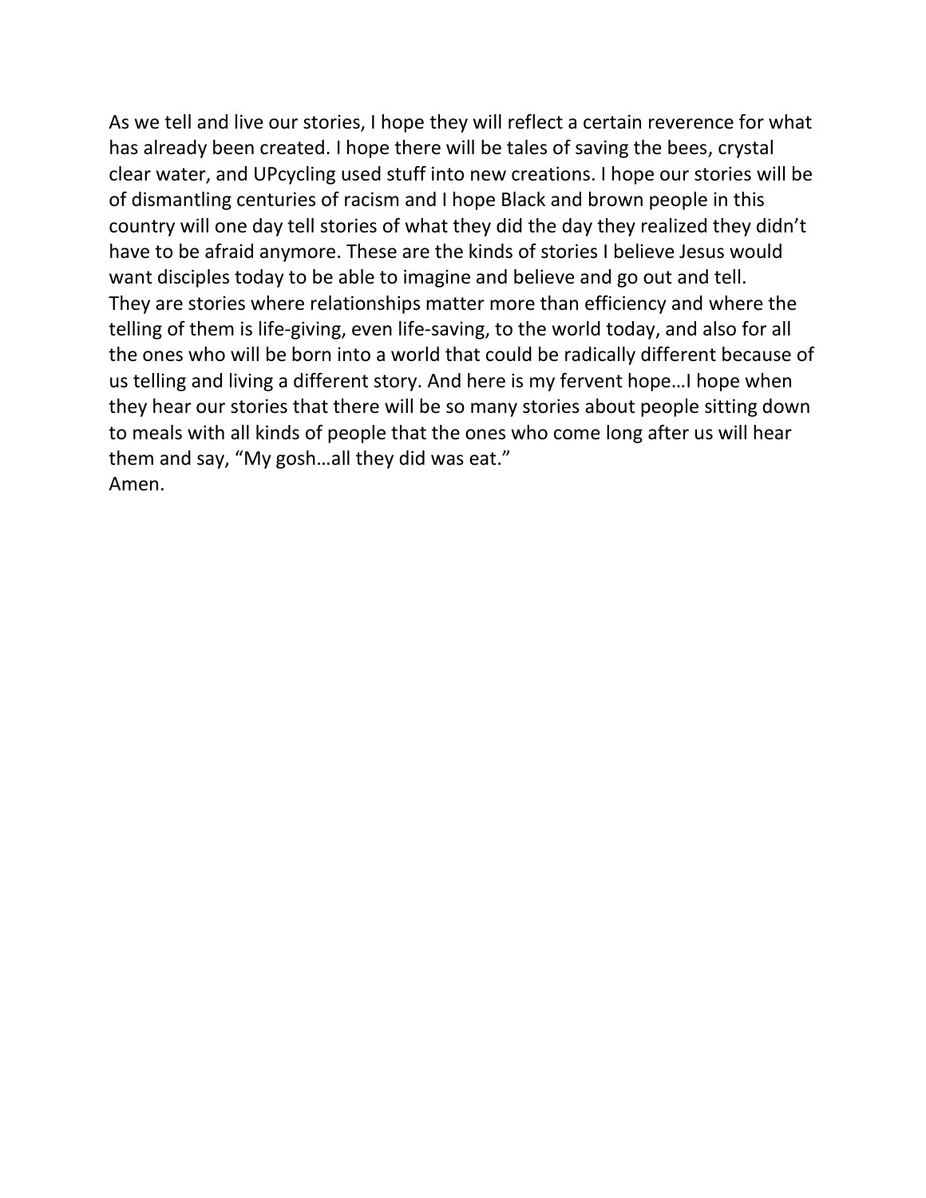As we tell and live our stories, I hope they will reflect a certain reverence for what has already been created. I hope there will be tales of saving the bees, crystal clear water, and UPcycling used stuff into new creations. I hope our stories will be of dismantling centuries of racism and I hope Black and brown people in this country will one day tell stories of what they did the day they realized they didn't have to be afraid anymore. These are the kinds of stories I believe Jesus would want disciples today to be able to imagine and believe and go out and tell.

They are stories where relationships matter more than efficiency and where the telling of them is life-giving, even life-saving, to the world today, and also for all the ones who will be born into a world that could be radically different because of us telling and living a different story. And here is my fervent hope…I hope when they hear our stories that there will be so many stories about people sitting down to meals with all kinds of people that the ones who come long after us will hear them and say, "My gosh…all they did was eat."

Amen.